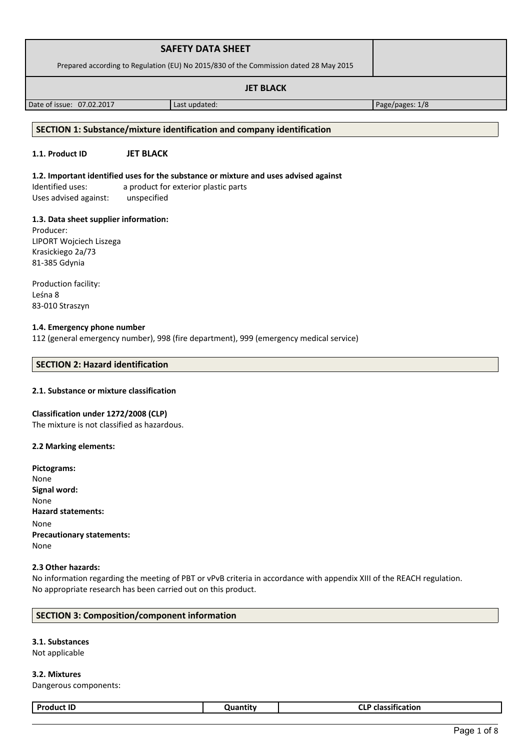| SAFETY DATA SHEET<br>Prepared according to Regulation (EU) No 2015/830 of the Commission dated 28 May 2015 | | |
|---|---|---|
| **JET BLACK** | | |
| Date of issue: 07.02.2017 | Last updated: | Page/pages: 1/8 |

## SECTION 1: Substance/mixture identification and company identification

**1.1. Product ID** **JET BLACK**

**1.2. Important identified uses for the substance or mixture and uses advised against**

Identified uses: a product for exterior plastic parts

Uses advised against: unspecified

**1.3. Data sheet supplier information:**

Producer:
LIPORT Wojciech Liszega
Krasickiego 2a/73
81-385 Gdynia

Production facility:
Leśna 8
83-010 Straszyn

**1.4. Emergency phone number**

112 (general emergency number), 998 (fire department), 999 (emergency medical service)

## SECTION 2: Hazard identification

**2.1. Substance or mixture classification**

**Classification under 1272/2008 (CLP)**

The mixture is not classified as hazardous.

**2.2 Marking elements:**

**Pictograms:**
None
**Signal word:**
None
**Hazard statements:**
None
**Precautionary statements:**
None

**2.3 Other hazards:**

No information regarding the meeting of PBT or vPvB criteria in accordance with appendix XIII of the REACH regulation.
No appropriate research has been carried out on this product.

## SECTION 3: Composition/component information

**3.1. Substances**

Not applicable

**3.2. Mixtures**

Dangerous components:

| Product ID | Quantity | CLP classification |
|---|---|---|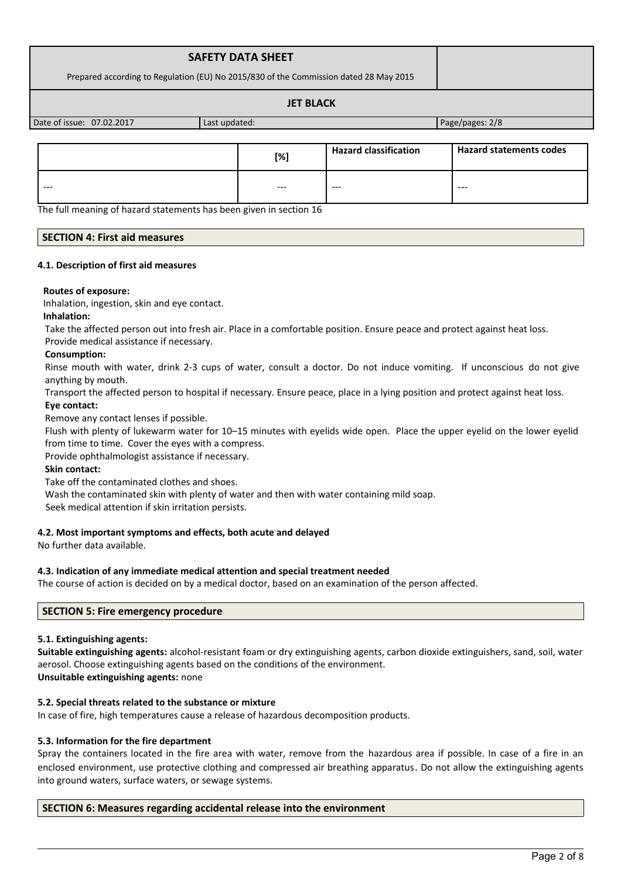| | [%] | Hazard classification | Hazard statements codes |
| --- | --- | --- | --- |
| --- | --- | --- | --- |

The full meaning of hazard statements has been given in section 16

## SECTION 4: First aid measures

### 4.1. Description of first aid measures

**Routes of exposure:**

Inhalation, ingestion, skin and eye contact.

**Inhalation:**

Take the affected person out into fresh air. Place in a comfortable position. Ensure peace and protect against heat loss. Provide medical assistance if necessary.

**Consumption:**

Rinse mouth with water, drink 2-3 cups of water, consult a doctor. Do not induce vomiting. If unconscious do not give anything by mouth.

Transport the affected person to hospital if necessary. Ensure peace, place in a lying position and protect against heat loss.

**Eye contact:**

Remove any contact lenses if possible.

Flush with plenty of lukewarm water for 10–15 minutes with eyelids wide open. Place the upper eyelid on the lower eyelid from time to time. Cover the eyes with a compress.

Provide ophthalmologist assistance if necessary.

**Skin contact:**

Take off the contaminated clothes and shoes.

Wash the contaminated skin with plenty of water and then with water containing mild soap.

Seek medical attention if skin irritation persists.

### 4.2. Most important symptoms and effects, both acute and delayed

No further data available.

### 4.3. Indication of any immediate medical attention and special treatment needed

The course of action is decided on by a medical doctor, based on an examination of the person affected.

## SECTION 5: Fire emergency procedure

### 5.1. Extinguishing agents:

**Suitable extinguishing agents:** alcohol-resistant foam or dry extinguishing agents, carbon dioxide extinguishers, sand, soil, water aerosol. Choose extinguishing agents based on the conditions of the environment.

**Unsuitable extinguishing agents:** none

### 5.2. Special threats related to the substance or mixture

In case of fire, high temperatures cause a release of hazardous decomposition products.

### 5.3. Information for the fire department

Spray the containers located in the fire area with water, remove from the hazardous area if possible. In case of a fire in an enclosed environment, use protective clothing and compressed air breathing apparatus. Do not allow the extinguishing agents into ground waters, surface waters, or sewage systems.

## SECTION 6: Measures regarding accidental release into the environment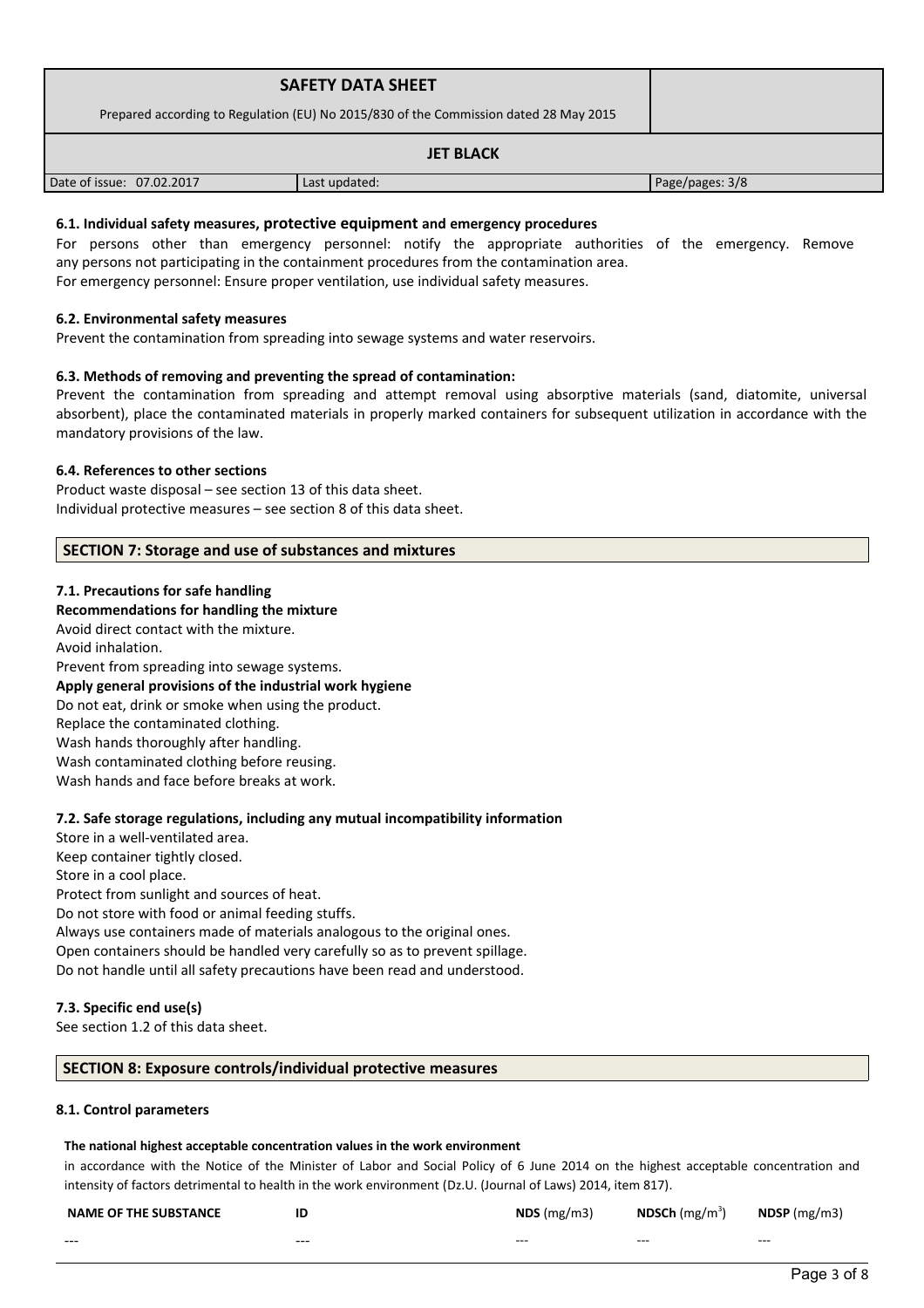#### 6.1. Individual safety measures, protective equipment and emergency procedures

For persons other than emergency personnel: notify the appropriate authorities of the emergency. Remove any persons not participating in the containment procedures from the contamination area.
For emergency personnel: Ensure proper ventilation, use individual safety measures.

#### 6.2. Environmental safety measures

Prevent the contamination from spreading into sewage systems and water reservoirs.

#### 6.3. Methods of removing and preventing the spread of contamination:

Prevent the contamination from spreading and attempt removal using absorptive materials (sand, diatomite, universal absorbent), place the contaminated materials in properly marked containers for subsequent utilization in accordance with the mandatory provisions of the law.

#### 6.4. References to other sections

Product waste disposal – see section 13 of this data sheet.
Individual protective measures – see section 8 of this data sheet.

## SECTION 7: Storage and use of substances and mixtures

#### 7.1. Precautions for safe handling

**Recommendations for handling the mixture**

Avoid direct contact with the mixture.
Avoid inhalation.
Prevent from spreading into sewage systems.

**Apply general provisions of the industrial work hygiene**

Do not eat, drink or smoke when using the product.
Replace the contaminated clothing.
Wash hands thoroughly after handling.
Wash contaminated clothing before reusing.
Wash hands and face before breaks at work.

#### 7.2. Safe storage regulations, including any mutual incompatibility information

Store in a well-ventilated area.
Keep container tightly closed.
Store in a cool place.
Protect from sunlight and sources of heat.
Do not store with food or animal feeding stuffs.
Always use containers made of materials analogous to the original ones.
Open containers should be handled very carefully so as to prevent spillage.
Do not handle until all safety precautions have been read and understood.

#### 7.3. Specific end use(s)

See section 1.2 of this data sheet.

## SECTION 8: Exposure controls/individual protective measures

#### 8.1. Control parameters

**The national highest acceptable concentration values in the work environment**

in accordance with the Notice of the Minister of Labor and Social Policy of 6 June 2014 on the highest acceptable concentration and intensity of factors detrimental to health in the work environment (Dz.U. (Journal of Laws) 2014, item 817).

| NAME OF THE SUBSTANCE | ID | NDS (mg/m3) | NDSCh ($mg/m^3$) | NDSP (mg/m3) |
|---|---|---|---|---|
| --- | --- | --- | --- | --- |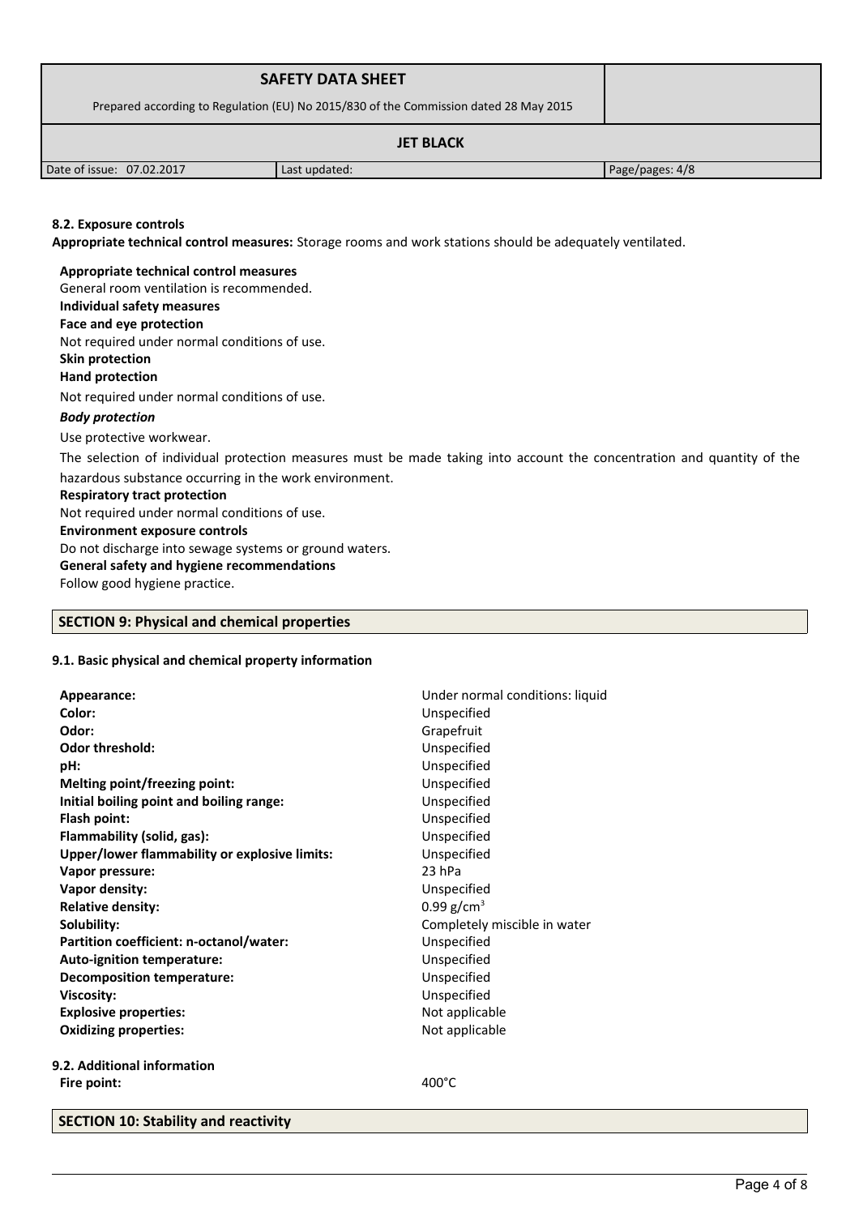#### 8.2. Exposure controls

**Appropriate technical control measures:** Storage rooms and work stations should be adequately ventilated.

**Appropriate technical control measures**

General room ventilation is recommended.

**Individual safety measures**

**Face and eye protection**

Not required under normal conditions of use.

**Skin protection**

**Hand protection**

Not required under normal conditions of use.

***Body protection***

Use protective workwear.

The selection of individual protection measures must be made taking into account the concentration and quantity of the hazardous substance occurring in the work environment.

**Respiratory tract protection**

Not required under normal conditions of use.

**Environment exposure controls**

Do not discharge into sewage systems or ground waters.

**General safety and hygiene recommendations**

Follow good hygiene practice.

## SECTION 9: Physical and chemical properties

#### 9.1. Basic physical and chemical property information

| Property | Value |
|---|---|
| **Appearance:** | Under normal conditions: liquid |
| **Color:** | Unspecified |
| **Odor:** | Grapefruit |
| **Odor threshold:** | Unspecified |
| **pH:** | Unspecified |
| **Melting point/freezing point:** | Unspecified |
| **Initial boiling point and boiling range:** | Unspecified |
| **Flash point:** | Unspecified |
| **Flammability (solid, gas):** | Unspecified |
| **Upper/lower flammability or explosive limits:** | Unspecified |
| **Vapor pressure:** | 23 hPa |
| **Vapor density:** | Unspecified |
| **Relative density:** | 0.99 $g/cm^3$ |
| **Solubility:** | Completely miscible in water |
| **Partition coefficient: n-octanol/water:** | Unspecified |
| **Auto-ignition temperature:** | Unspecified |
| **Decomposition temperature:** | Unspecified |
| **Viscosity:** | Unspecified |
| **Explosive properties:** | Not applicable |
| **Oxidizing properties:** | Not applicable |

#### 9.2. Additional information

| Property | Value |
|---|---|
| **Fire point:** | 400°C |

## SECTION 10: Stability and reactivity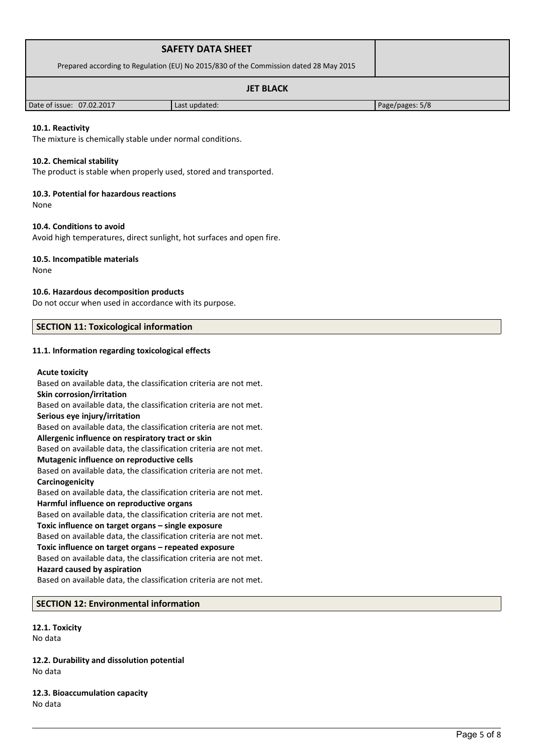#### 10.1. Reactivity

The mixture is chemically stable under normal conditions.

#### 10.2. Chemical stability

The product is stable when properly used, stored and transported.

#### 10.3. Potential for hazardous reactions

None

#### 10.4. Conditions to avoid

Avoid high temperatures, direct sunlight, hot surfaces and open fire.

#### 10.5. Incompatible materials

None

#### 10.6. Hazardous decomposition products

Do not occur when used in accordance with its purpose.

## SECTION 11: Toxicological information

#### 11.1. Information regarding toxicological effects

**Acute toxicity**
Based on available data, the classification criteria are not met.
**Skin corrosion/irritation**
Based on available data, the classification criteria are not met.
**Serious eye injury/irritation**
Based on available data, the classification criteria are not met.
**Allergenic influence on respiratory tract or skin**
Based on available data, the classification criteria are not met.
**Mutagenic influence on reproductive cells**
Based on available data, the classification criteria are not met.
**Carcinogenicity**
Based on available data, the classification criteria are not met.
**Harmful influence on reproductive organs**
Based on available data, the classification criteria are not met.
**Toxic influence on target organs – single exposure**
Based on available data, the classification criteria are not met.
**Toxic influence on target organs – repeated exposure**
Based on available data, the classification criteria are not met.
**Hazard caused by aspiration**
Based on available data, the classification criteria are not met.

## SECTION 12: Environmental information

#### 12.1. Toxicity

No data

#### 12.2. Durability and dissolution potential

No data

#### 12.3. Bioaccumulation capacity

No data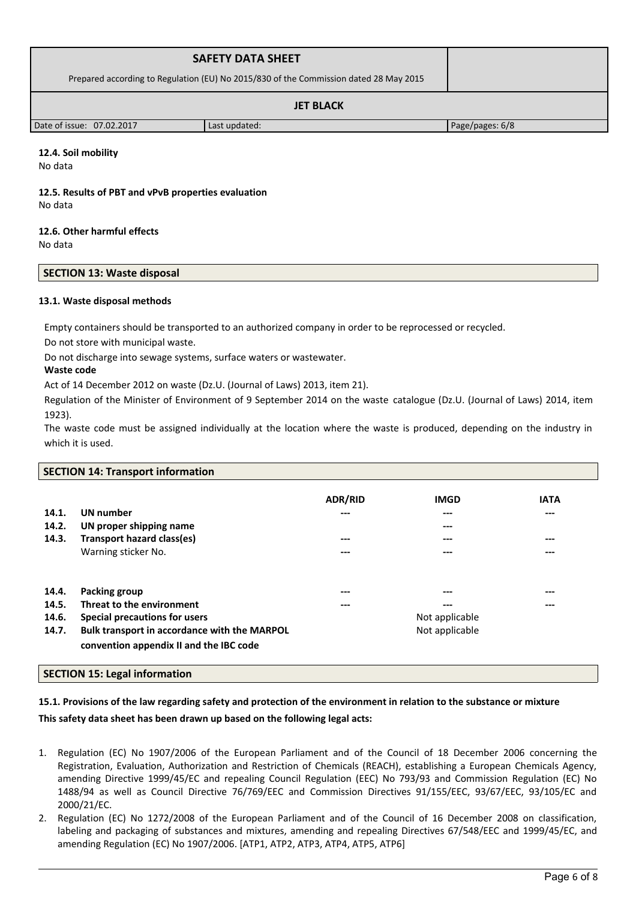#### 12.4. Soil mobility

No data

#### 12.5. Results of PBT and vPvB properties evaluation

No data

#### 12.6. Other harmful effects

No data

## SECTION 13: Waste disposal

#### 13.1. Waste disposal methods

Empty containers should be transported to an authorized company in order to be reprocessed or recycled.

Do not store with municipal waste.

Do not discharge into sewage systems, surface waters or wastewater.

**Waste code**

Act of 14 December 2012 on waste (Dz.U. (Journal of Laws) 2013, item 21).

Regulation of the Minister of Environment of 9 September 2014 on the waste catalogue (Dz.U. (Journal of Laws) 2014, item 1923).

The waste code must be assigned individually at the location where the waste is produced, depending on the industry in which it is used.

## SECTION 14: Transport information

| | | ADR/RID | IMGD | IATA |
|---|---|---|---|---|
| **14.1.** | **UN number** | --- | --- | --- |
| **14.2.** | **UN proper shipping name** | | --- | |
| **14.3.** | **Transport hazard class(es)** | --- | --- | --- |
| | Warning sticker No. | --- | --- | --- |
| **14.4.** | **Packing group** | --- | --- | --- |
| **14.5.** | **Threat to the environment** | --- | --- | --- |
| **14.6.** | **Special precautions for users** | | Not applicable | |
| **14.7.** | **Bulk transport in accordance with the MARPOL convention appendix II and the IBC code** | | Not applicable | |

## SECTION 15: Legal information

**15.1. Provisions of the law regarding safety and protection of the environment in relation to the substance or mixture**

**This safety data sheet has been drawn up based on the following legal acts:**

1. Regulation (EC) No 1907/2006 of the European Parliament and of the Council of 18 December 2006 concerning the Registration, Evaluation, Authorization and Restriction of Chemicals (REACH), establishing a European Chemicals Agency, amending Directive 1999/45/EC and repealing Council Regulation (EEC) No 793/93 and Commission Regulation (EC) No 1488/94 as well as Council Directive 76/769/EEC and Commission Directives 91/155/EEC, 93/67/EEC, 93/105/EC and 2000/21/EC.
2. Regulation (EC) No 1272/2008 of the European Parliament and of the Council of 16 December 2008 on classification, labeling and packaging of substances and mixtures, amending and repealing Directives 67/548/EEC and 1999/45/EC, and amending Regulation (EC) No 1907/2006. [ATP1, ATP2, ATP3, ATP4, ATP5, ATP6]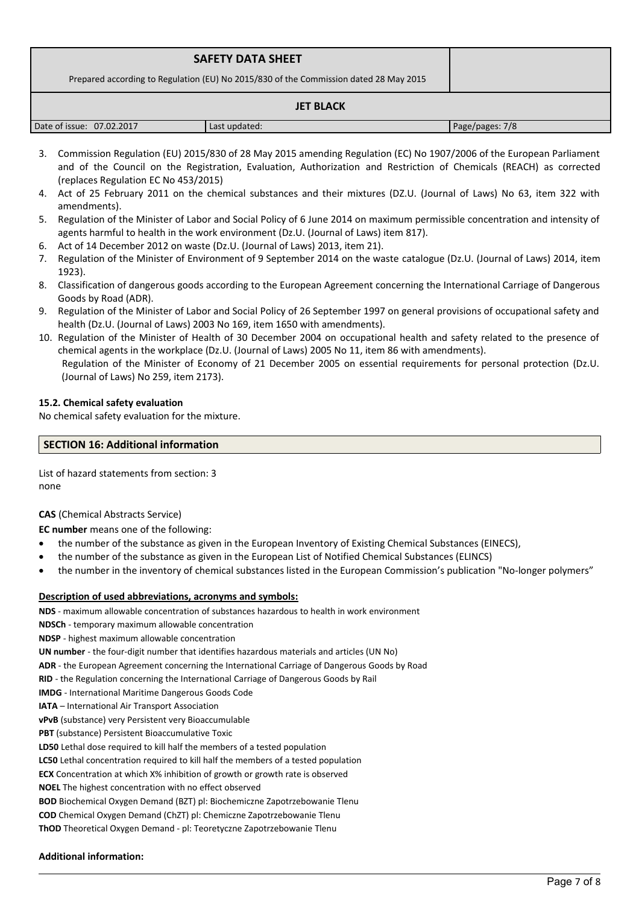3. Commission Regulation (EU) 2015/830 of 28 May 2015 amending Regulation (EC) No 1907/2006 of the European Parliament and of the Council on the Registration, Evaluation, Authorization and Restriction of Chemicals (REACH) as corrected (replaces Regulation EC No 453/2015)
4. Act of 25 February 2011 on the chemical substances and their mixtures (DZ.U. (Journal of Laws) No 63, item 322 with amendments).
5. Regulation of the Minister of Labor and Social Policy of 6 June 2014 on maximum permissible concentration and intensity of agents harmful to health in the work environment (Dz.U. (Journal of Laws) item 817).
6. Act of 14 December 2012 on waste (Dz.U. (Journal of Laws) 2013, item 21).
7. Regulation of the Minister of Environment of 9 September 2014 on the waste catalogue (Dz.U. (Journal of Laws) 2014, item 1923).
8. Classification of dangerous goods according to the European Agreement concerning the International Carriage of Dangerous Goods by Road (ADR).
9. Regulation of the Minister of Labor and Social Policy of 26 September 1997 on general provisions of occupational safety and health (Dz.U. (Journal of Laws) 2003 No 169, item 1650 with amendments).
10. Regulation of the Minister of Health of 30 December 2004 on occupational health and safety related to the presence of chemical agents in the workplace (Dz.U. (Journal of Laws) 2005 No 11, item 86 with amendments).
    Regulation of the Minister of Economy of 21 December 2005 on essential requirements for personal protection (Dz.U. (Journal of Laws) No 259, item 2173).

**15.2. Chemical safety evaluation**

No chemical safety evaluation for the mixture.

## SECTION 16: Additional information

List of hazard statements from section: 3
none

**CAS** (Chemical Abstracts Service)

**EC number** means one of the following:

- the number of the substance as given in the European Inventory of Existing Chemical Substances (EINECS),
- the number of the substance as given in the European List of Notified Chemical Substances (ELINCS)
- the number in the inventory of chemical substances listed in the European Commission's publication "No-longer polymers"

**Description of used abbreviations, acronyms and symbols:**

**NDS** - maximum allowable concentration of substances hazardous to health in work environment
**NDSCh** - temporary maximum allowable concentration
**NDSP** - highest maximum allowable concentration
**UN number** - the four-digit number that identifies hazardous materials and articles (UN No)
**ADR** - the European Agreement concerning the International Carriage of Dangerous Goods by Road
**RID** - the Regulation concerning the International Carriage of Dangerous Goods by Rail
**IMDG** - International Maritime Dangerous Goods Code
**IATA** – International Air Transport Association
**vPvB** (substance) very Persistent very Bioaccumulable
**PBT** (substance) Persistent Bioaccumulative Toxic
**LD50** Lethal dose required to kill half the members of a tested population
**LC50** Lethal concentration required to kill half the members of a tested population
**ECX** Concentration at which X% inhibition of growth or growth rate is observed
**NOEL** The highest concentration with no effect observed
**BOD** Biochemical Oxygen Demand (BZT) pl: Biochemiczne Zapotrzebowanie Tlenu
**COD** Chemical Oxygen Demand (ChZT) pl: Chemiczne Zapotrzebowanie Tlenu
**ThOD** Theoretical Oxygen Demand - pl: Teoretyczne Zapotrzebowanie Tlenu

**Additional information:**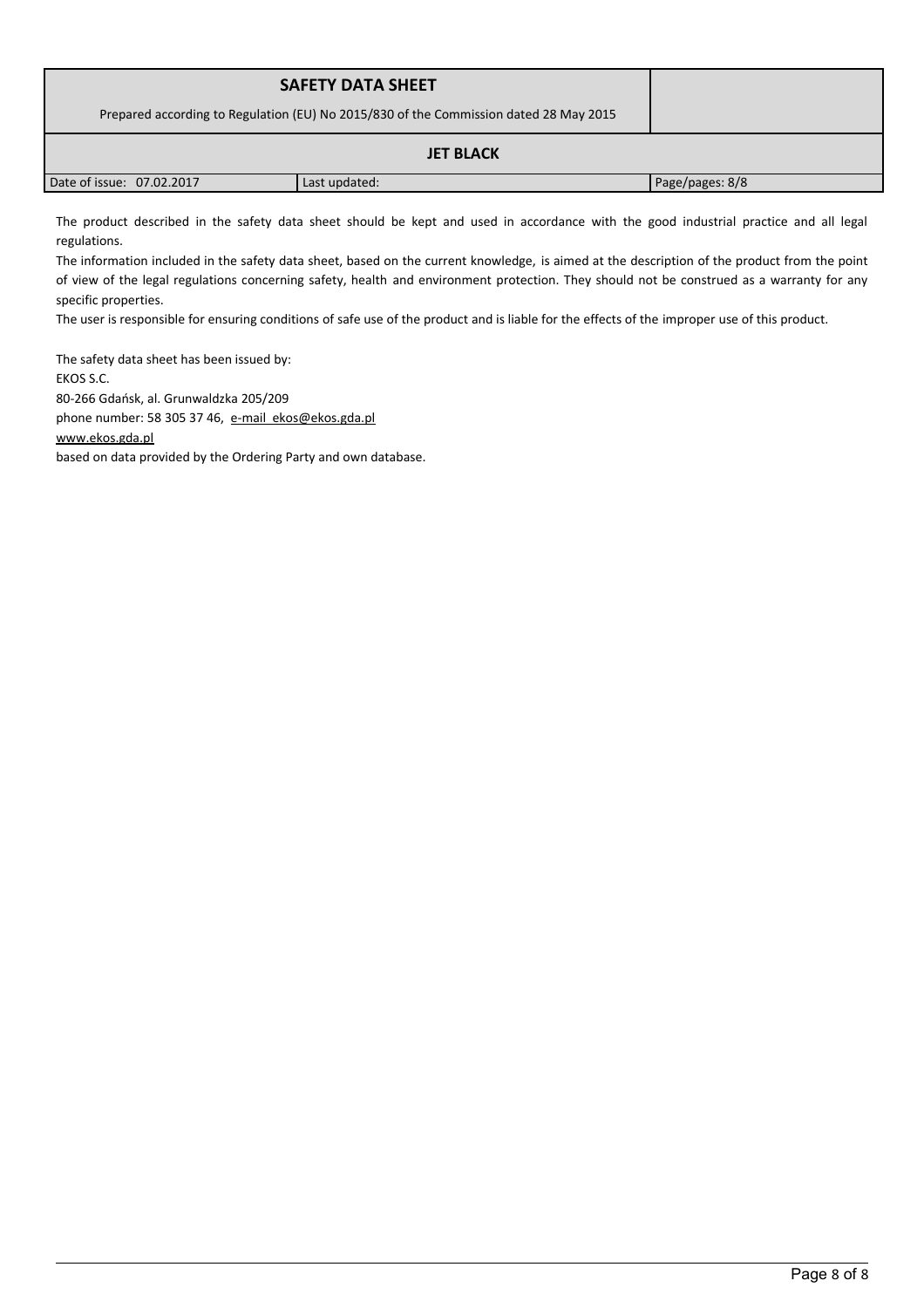The product described in the safety data sheet should be kept and used in accordance with the good industrial practice and all legal regulations.

The information included in the safety data sheet, based on the current knowledge, is aimed at the description of the product from the point of view of the legal regulations concerning safety, health and environment protection. They should not be construed as a warranty for any specific properties.

The user is responsible for ensuring conditions of safe use of the product and is liable for the effects of the improper use of this product.

The safety data sheet has been issued by:
EKOS S.C.
80-266 Gdańsk, al. Grunwaldzka 205/209
phone number: 58 305 37 46, e-mail ekos@ekos.gda.pl
www.ekos.gda.pl
based on data provided by the Ordering Party and own database.